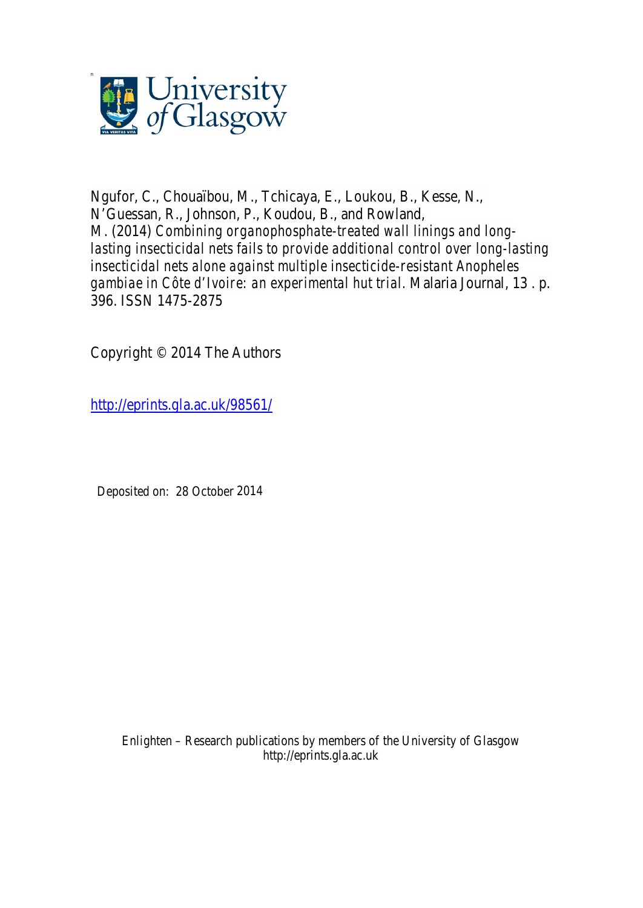Ngufor, C., Chouaïbou, M., Tchicaya, E., Loukou, B., Kesse, N., N'Guessan, R., Johnson, P., Koudou, B., and Rowland, M. (2014) *Combining organophosphate-treated wall linings and long-lasting insecticidal nets fails to provide additional control over long-lasting insecticidal nets alone against multiple insecticide-resistant Anopheles gambiae in Côte d'Ivoire: an experimental hut trial.* Malaria Journal, 13 . p. 396. ISSN 1475-2875

Copyright © 2014 The Authors

http://eprints.gla.ac.uk/98561/

Deposited on: 28 October 2014

Enlighten – Research publications by members of the University of Glasgow
http://eprints.gla.ac.uk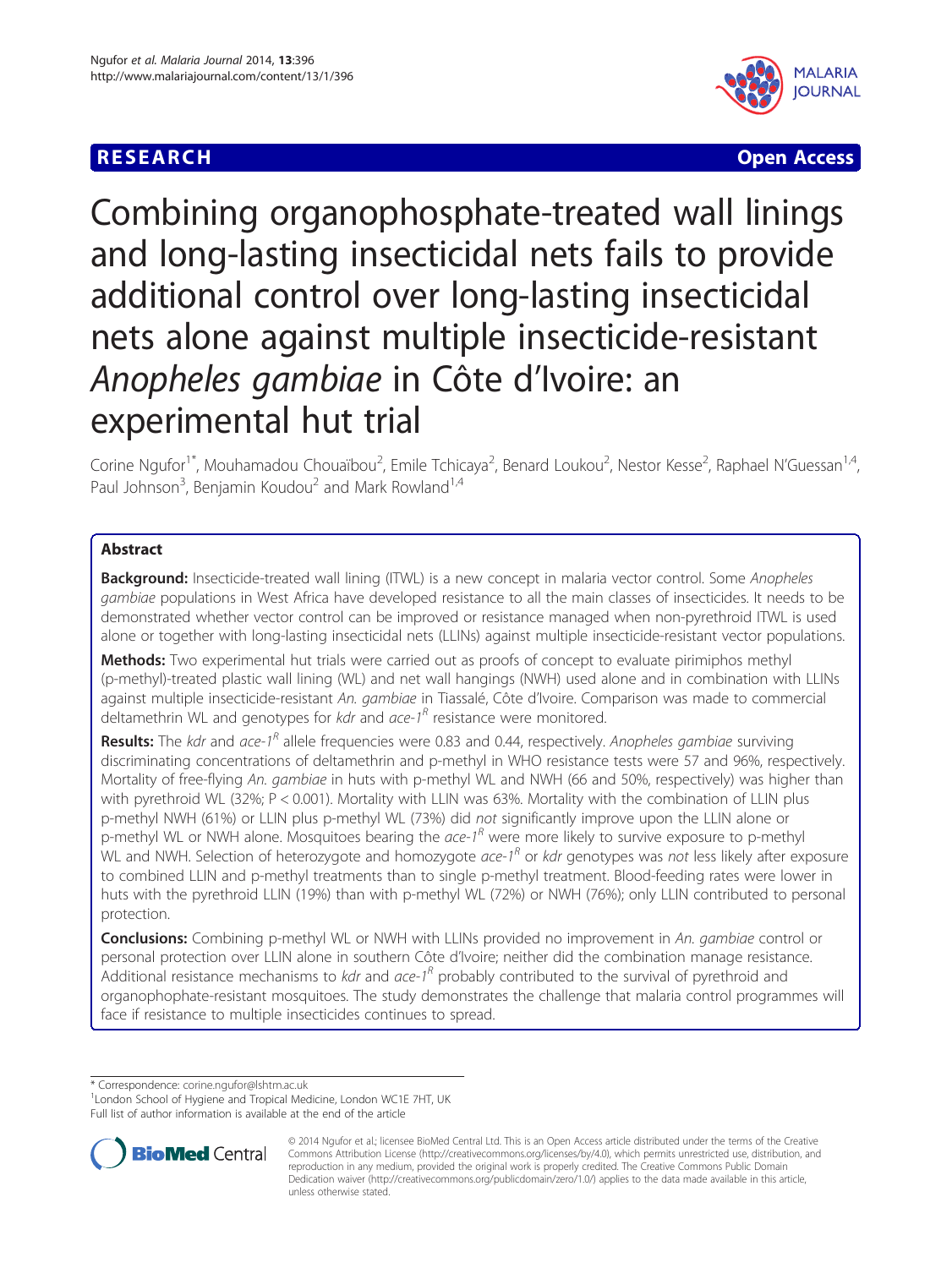# Combining organophosphate-treated wall linings and long-lasting insecticidal nets fails to provide additional control over long-lasting insecticidal nets alone against multiple insecticide-resistant *Anopheles gambiae* in Côte d'Ivoire: an experimental hut trial

Corine Ngufor[1*], Mouhamadou Chouaïbou[2], Emile Tchicaya[2], Benard Loukou[2], Nestor Kesse[2], Raphael N'Guessan[1,4], Paul Johnson[3], Benjamin Koudou[2] and Mark Rowland[1,4]

## Abstract

**Background:** Insecticide-treated wall lining (ITWL) is a new concept in malaria vector control. Some *Anopheles gambiae* populations in West Africa have developed resistance to all the main classes of insecticides. It needs to be demonstrated whether vector control can be improved or resistance managed when non-pyrethroid ITWL is used alone or together with long-lasting insecticidal nets (LLINs) against multiple insecticide-resistant vector populations.

**Methods:** Two experimental hut trials were carried out as proofs of concept to evaluate pirimiphos methyl (p-methyl)-treated plastic wall lining (WL) and net wall hangings (NWH) used alone and in combination with LLINs against multiple insecticide-resistant *An. gambiae* in Tiassalé, Côte d'Ivoire. Comparison was made to commercial deltamethrin WL and genotypes for *kdr* and *ace-1^R* resistance were monitored.

**Results:** The *kdr* and *ace-1^R* allele frequencies were 0.83 and 0.44, respectively. *Anopheles gambiae* surviving discriminating concentrations of deltamethrin and p-methyl in WHO resistance tests were 57 and 96%, respectively. Mortality of free-flying *An. gambiae* in huts with p-methyl WL and NWH (66 and 50%, respectively) was higher than with pyrethroid WL (32%; P < 0.001). Mortality with LLIN was 63%. Mortality with the combination of LLIN plus p-methyl NWH (61%) or LLIN plus p-methyl WL (73%) did *not* significantly improve upon the LLIN alone or p-methyl WL or NWH alone. Mosquitoes bearing the *ace-1^R* were more likely to survive exposure to p-methyl WL and NWH. Selection of heterozygote and homozygote *ace-1^R* or *kdr* genotypes was *not* less likely after exposure to combined LLIN and p-methyl treatments than to single p-methyl treatment. Blood-feeding rates were lower in huts with the pyrethroid LLIN (19%) than with p-methyl WL (72%) or NWH (76%); only LLIN contributed to personal protection.

**Conclusions:** Combining p-methyl WL or NWH with LLINs provided no improvement in *An. gambiae* control or personal protection over LLIN alone in southern Côte d'Ivoire; neither did the combination manage resistance. Additional resistance mechanisms to *kdr* and *ace-1^R* probably contributed to the survival of pyrethroid and organophophate-resistant mosquitoes. The study demonstrates the challenge that malaria control programmes will face if resistance to multiple insecticides continues to spread.

\* Correspondence: corine.ngufor@lshtm.ac.uk
[1]London School of Hygiene and Tropical Medicine, London WC1E 7HT, UK
Full list of author information is available at the end of the article

© 2014 Ngufor et al.; licensee BioMed Central Ltd. This is an Open Access article distributed under the terms of the Creative Commons Attribution License (http://creativecommons.org/licenses/by/4.0), which permits unrestricted use, distribution, and reproduction in any medium, provided the original work is properly credited. The Creative Commons Public Domain Dedication waiver (http://creativecommons.org/publicdomain/zero/1.0/) applies to the data made available in this article, unless otherwise stated.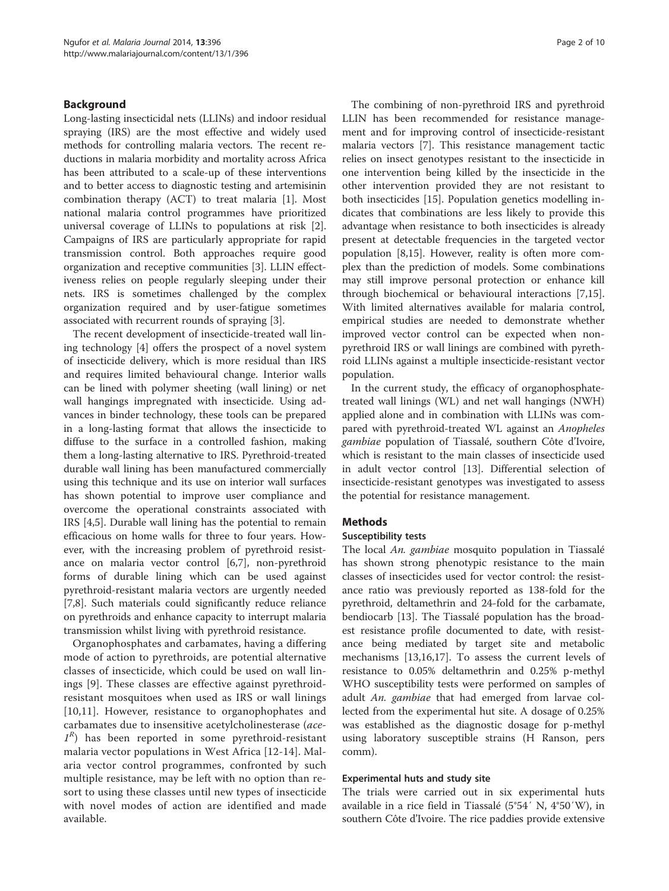## Background

Long-lasting insecticidal nets (LLINs) and indoor residual spraying (IRS) are the most effective and widely used methods for controlling malaria vectors. The recent reductions in malaria morbidity and mortality across Africa has been attributed to a scale-up of these interventions and to better access to diagnostic testing and artemisinin combination therapy (ACT) to treat malaria [1]. Most national malaria control programmes have prioritized universal coverage of LLINs to populations at risk [2]. Campaigns of IRS are particularly appropriate for rapid transmission control. Both approaches require good organization and receptive communities [3]. LLIN effectiveness relies on people regularly sleeping under their nets. IRS is sometimes challenged by the complex organization required and by user-fatigue sometimes associated with recurrent rounds of spraying [3].

The recent development of insecticide-treated wall lining technology [4] offers the prospect of a novel system of insecticide delivery, which is more residual than IRS and requires limited behavioural change. Interior walls can be lined with polymer sheeting (wall lining) or net wall hangings impregnated with insecticide. Using advances in binder technology, these tools can be prepared in a long-lasting format that allows the insecticide to diffuse to the surface in a controlled fashion, making them a long-lasting alternative to IRS. Pyrethroid-treated durable wall lining has been manufactured commercially using this technique and its use on interior wall surfaces has shown potential to improve user compliance and overcome the operational constraints associated with IRS [4,5]. Durable wall lining has the potential to remain efficacious on home walls for three to four years. However, with the increasing problem of pyrethroid resistance on malaria vector control [6,7], non-pyrethroid forms of durable lining which can be used against pyrethroid-resistant malaria vectors are urgently needed [7,8]. Such materials could significantly reduce reliance on pyrethroids and enhance capacity to interrupt malaria transmission whilst living with pyrethroid resistance.

Organophosphates and carbamates, having a differing mode of action to pyrethroids, are potential alternative classes of insecticide, which could be used on wall linings [9]. These classes are effective against pyrethroid-resistant mosquitoes when used as IRS or wall linings [10,11]. However, resistance to organophophates and carbamates due to insensitive acetylcholinesterase (*ace-$1^R$*) has been reported in some pyrethroid-resistant malaria vector populations in West Africa [12-14]. Malaria vector control programmes, confronted by such multiple resistance, may be left with no option than resort to using these classes until new types of insecticide with novel modes of action are identified and made available.

The combining of non-pyrethroid IRS and pyrethroid LLIN has been recommended for resistance management and for improving control of insecticide-resistant malaria vectors [7]. This resistance management tactic relies on insect genotypes resistant to the insecticide in one intervention being killed by the insecticide in the other intervention provided they are not resistant to both insecticides [15]. Population genetics modelling indicates that combinations are less likely to provide this advantage when resistance to both insecticides is already present at detectable frequencies in the targeted vector population [8,15]. However, reality is often more complex than the prediction of models. Some combinations may still improve personal protection or enhance kill through biochemical or behavioural interactions [7,15]. With limited alternatives available for malaria control, empirical studies are needed to demonstrate whether improved vector control can be expected when non-pyrethroid IRS or wall linings are combined with pyrethroid LLINs against a multiple insecticide-resistant vector population.

In the current study, the efficacy of organophosphate-treated wall linings (WL) and net wall hangings (NWH) applied alone and in combination with LLINs was compared with pyrethroid-treated WL against an *Anopheles gambiae* population of Tiassalé, southern Côte d'Ivoire, which is resistant to the main classes of insecticide used in adult vector control [13]. Differential selection of insecticide-resistant genotypes was investigated to assess the potential for resistance management.

## Methods

### Susceptibility tests

The local *An. gambiae* mosquito population in Tiassalé has shown strong phenotypic resistance to the main classes of insecticides used for vector control: the resistance ratio was previously reported as 138-fold for the pyrethroid, deltamethrin and 24-fold for the carbamate, bendiocarb [13]. The Tiassalé population has the broadest resistance profile documented to date, with resistance being mediated by target site and metabolic mechanisms [13,16,17]. To assess the current levels of resistance to 0.05% deltamethrin and 0.25% p-methyl WHO susceptibility tests were performed on samples of adult *An. gambiae* that had emerged from larvae collected from the experimental hut site. A dosage of 0.25% was established as the diagnostic dosage for p-methyl using laboratory susceptible strains (H Ranson, pers comm).

### Experimental huts and study site

The trials were carried out in six experimental huts available in a rice field in Tiassalé (5°54′ N, 4°50′W), in southern Côte d'Ivoire. The rice paddies provide extensive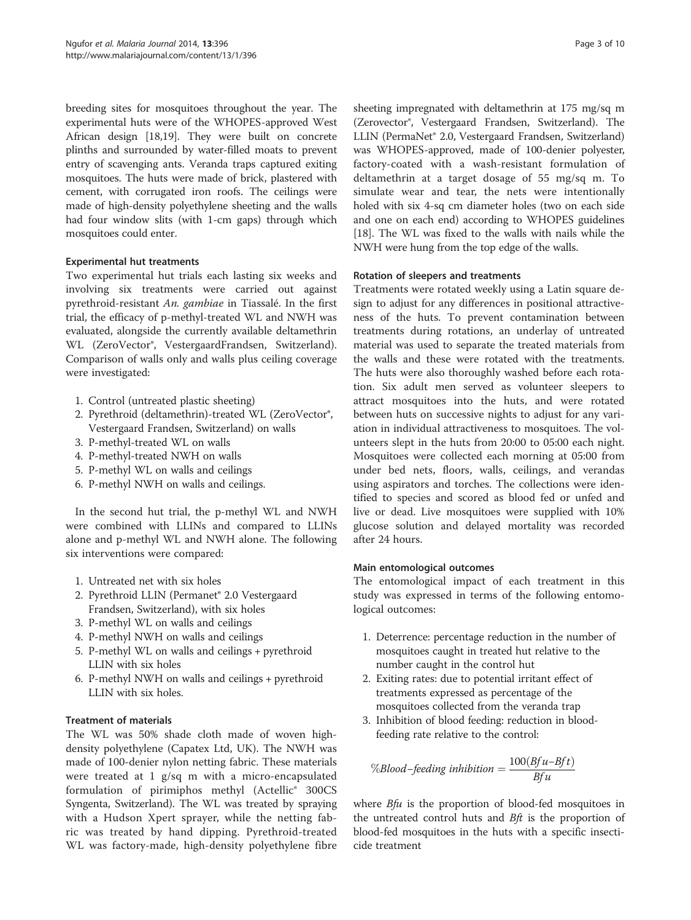breeding sites for mosquitoes throughout the year. The experimental huts were of the WHOPES-approved West African design [18,19]. They were built on concrete plinths and surrounded by water-filled moats to prevent entry of scavenging ants. Veranda traps captured exiting mosquitoes. The huts were made of brick, plastered with cement, with corrugated iron roofs. The ceilings were made of high-density polyethylene sheeting and the walls had four window slits (with 1-cm gaps) through which mosquitoes could enter.

### Experimental hut treatments

Two experimental hut trials each lasting six weeks and involving six treatments were carried out against pyrethroid-resistant *An. gambiae* in Tiassalé. In the first trial, the efficacy of p-methyl-treated WL and NWH was evaluated, alongside the currently available deltamethrin WL (ZeroVector®, VestergaardFrandsen, Switzerland). Comparison of walls only and walls plus ceiling coverage were investigated:

1. Control (untreated plastic sheeting)
2. Pyrethroid (deltamethrin)-treated WL (ZeroVector®, Vestergaard Frandsen, Switzerland) on walls
3. P-methyl-treated WL on walls
4. P-methyl-treated NWH on walls
5. P-methyl WL on walls and ceilings
6. P-methyl NWH on walls and ceilings.

In the second hut trial, the p-methyl WL and NWH were combined with LLINs and compared to LLINs alone and p-methyl WL and NWH alone. The following six interventions were compared:

1. Untreated net with six holes
2. Pyrethroid LLIN (Permanet® 2.0 Vestergaard Frandsen, Switzerland), with six holes
3. P-methyl WL on walls and ceilings
4. P-methyl NWH on walls and ceilings
5. P-methyl WL on walls and ceilings + pyrethroid LLIN with six holes
6. P-methyl NWH on walls and ceilings + pyrethroid LLIN with six holes.

### Treatment of materials

The WL was 50% shade cloth made of woven high-density polyethylene (Capatex Ltd, UK). The NWH was made of 100-denier nylon netting fabric. These materials were treated at 1 g/sq m with a micro-encapsulated formulation of pirimiphos methyl (Actellic® 300CS Syngenta, Switzerland). The WL was treated by spraying with a Hudson Xpert sprayer, while the netting fabric was treated by hand dipping. Pyrethroid-treated WL was factory-made, high-density polyethylene fibre sheeting impregnated with deltamethrin at 175 mg/sq m (Zerovector®, Vestergaard Frandsen, Switzerland). The LLIN (PermaNet® 2.0, Vestergaard Frandsen, Switzerland) was WHOPES-approved, made of 100-denier polyester, factory-coated with a wash-resistant formulation of deltamethrin at a target dosage of 55 mg/sq m. To simulate wear and tear, the nets were intentionally holed with six 4-sq cm diameter holes (two on each side and one on each end) according to WHOPES guidelines [18]. The WL was fixed to the walls with nails while the NWH were hung from the top edge of the walls.

### Rotation of sleepers and treatments

Treatments were rotated weekly using a Latin square design to adjust for any differences in positional attractiveness of the huts. To prevent contamination between treatments during rotations, an underlay of untreated material was used to separate the treated materials from the walls and these were rotated with the treatments. The huts were also thoroughly washed before each rotation. Six adult men served as volunteer sleepers to attract mosquitoes into the huts, and were rotated between huts on successive nights to adjust for any variation in individual attractiveness to mosquitoes. The volunteers slept in the huts from 20:00 to 05:00 each night. Mosquitoes were collected each morning at 05:00 from under bed nets, floors, walls, ceilings, and verandas using aspirators and torches. The collections were identified to species and scored as blood fed or unfed and live or dead. Live mosquitoes were supplied with 10% glucose solution and delayed mortality was recorded after 24 hours.

### Main entomological outcomes

The entomological impact of each treatment in this study was expressed in terms of the following entomological outcomes:

1. Deterrence: percentage reduction in the number of mosquitoes caught in treated hut relative to the number caught in the control hut
2. Exiting rates: due to potential irritant effect of treatments expressed as percentage of the mosquitoes collected from the veranda trap
3. Inhibition of blood feeding: reduction in blood-feeding rate relative to the control:

$$\%Blood\text{–}feeding\ inhibition = \frac{100(Bfu - Bft)}{Bfu}$$

where *Bfu* is the proportion of blood-fed mosquitoes in the untreated control huts and *Bft* is the proportion of blood-fed mosquitoes in the huts with a specific insecticide treatment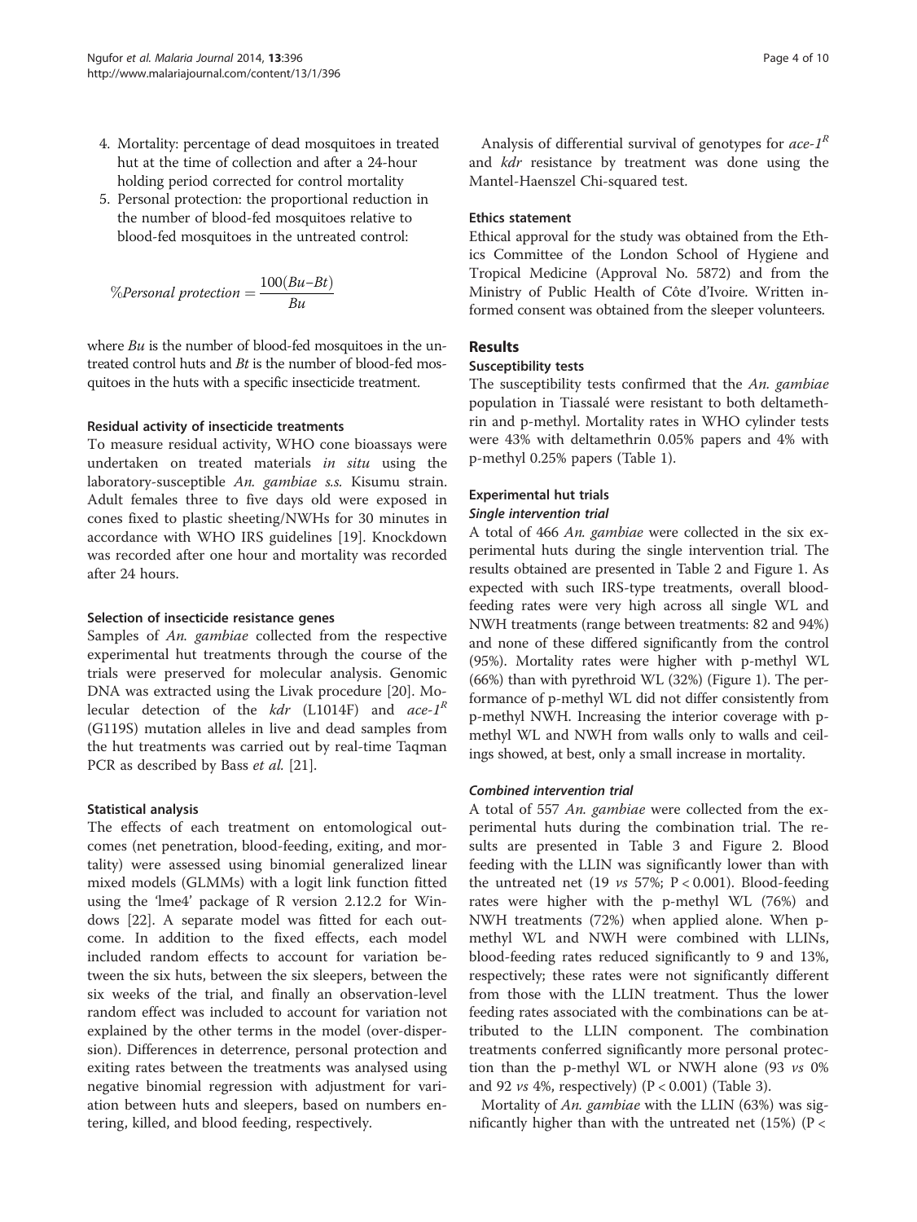4. Mortality: percentage of dead mosquitoes in treated hut at the time of collection and after a 24-hour holding period corrected for control mortality
5. Personal protection: the proportional reduction in the number of blood-fed mosquitoes relative to blood-fed mosquitoes in the untreated control:

$$\%Personal\ protection = \frac{100(Bu - Bt)}{Bu}$$

where *Bu* is the number of blood-fed mosquitoes in the untreated control huts and *Bt* is the number of blood-fed mosquitoes in the huts with a specific insecticide treatment.

#### Residual activity of insecticide treatments

To measure residual activity, WHO cone bioassays were undertaken on treated materials *in situ* using the laboratory-susceptible *An. gambiae s.s.* Kisumu strain. Adult females three to five days old were exposed in cones fixed to plastic sheeting/NWHs for 30 minutes in accordance with WHO IRS guidelines [19]. Knockdown was recorded after one hour and mortality was recorded after 24 hours.

#### Selection of insecticide resistance genes

Samples of *An. gambiae* collected from the respective experimental hut treatments through the course of the trials were preserved for molecular analysis. Genomic DNA was extracted using the Livak procedure [20]. Molecular detection of the *kdr* (L1014F) and *ace-1*$^R$ (G119S) mutation alleles in live and dead samples from the hut treatments was carried out by real-time Taqman PCR as described by Bass *et al.* [21].

#### Statistical analysis

The effects of each treatment on entomological outcomes (net penetration, blood-feeding, exiting, and mortality) were assessed using binomial generalized linear mixed models (GLMMs) with a logit link function fitted using the 'lme4' package of R version 2.12.2 for Windows [22]. A separate model was fitted for each outcome. In addition to the fixed effects, each model included random effects to account for variation between the six huts, between the six sleepers, between the six weeks of the trial, and finally an observation-level random effect was included to account for variation not explained by the other terms in the model (over-dispersion). Differences in deterrence, personal protection and exiting rates between the treatments was analysed using negative binomial regression with adjustment for variation between huts and sleepers, based on numbers entering, killed, and blood feeding, respectively.

Analysis of differential survival of genotypes for *ace-1*$^R$ and *kdr* resistance by treatment was done using the Mantel-Haenszel Chi-squared test.

#### Ethics statement

Ethical approval for the study was obtained from the Ethics Committee of the London School of Hygiene and Tropical Medicine (Approval No. 5872) and from the Ministry of Public Health of Côte d'Ivoire. Written informed consent was obtained from the sleeper volunteers.

## Results

### Susceptibility tests

The susceptibility tests confirmed that the *An. gambiae* population in Tiassalé were resistant to both deltamethrin and p-methyl. Mortality rates in WHO cylinder tests were 43% with deltamethrin 0.05% papers and 4% with p-methyl 0.25% papers (Table 1).

### Experimental hut trials

#### *Single intervention trial*

A total of 466 *An. gambiae* were collected in the six experimental huts during the single intervention trial. The results obtained are presented in Table 2 and Figure 1. As expected with such IRS-type treatments, overall blood-feeding rates were very high across all single WL and NWH treatments (range between treatments: 82 and 94%) and none of these differed significantly from the control (95%). Mortality rates were higher with p-methyl WL (66%) than with pyrethroid WL (32%) (Figure 1). The performance of p-methyl WL did not differ consistently from p-methyl NWH. Increasing the interior coverage with p-methyl WL and NWH from walls only to walls and ceilings showed, at best, only a small increase in mortality.

#### *Combined intervention trial*

A total of 557 *An. gambiae* were collected from the experimental huts during the combination trial. The results are presented in Table 3 and Figure 2. Blood feeding with the LLIN was significantly lower than with the untreated net (19 *vs* 57%; $P < 0.001$). Blood-feeding rates were higher with the p-methyl WL (76%) and NWH treatments (72%) when applied alone. When p-methyl WL and NWH were combined with LLINs, blood-feeding rates reduced significantly to 9 and 13%, respectively; these rates were not significantly different from those with the LLIN treatment. Thus the lower feeding rates associated with the combinations can be attributed to the LLIN component. The combination treatments conferred significantly more personal protection than the p-methyl WL or NWH alone (93 *vs* 0% and 92 *vs* 4%, respectively) ($P < 0.001$) (Table 3).

Mortality of *An. gambiae* with the LLIN (63%) was significantly higher than with the untreated net (15%) (P <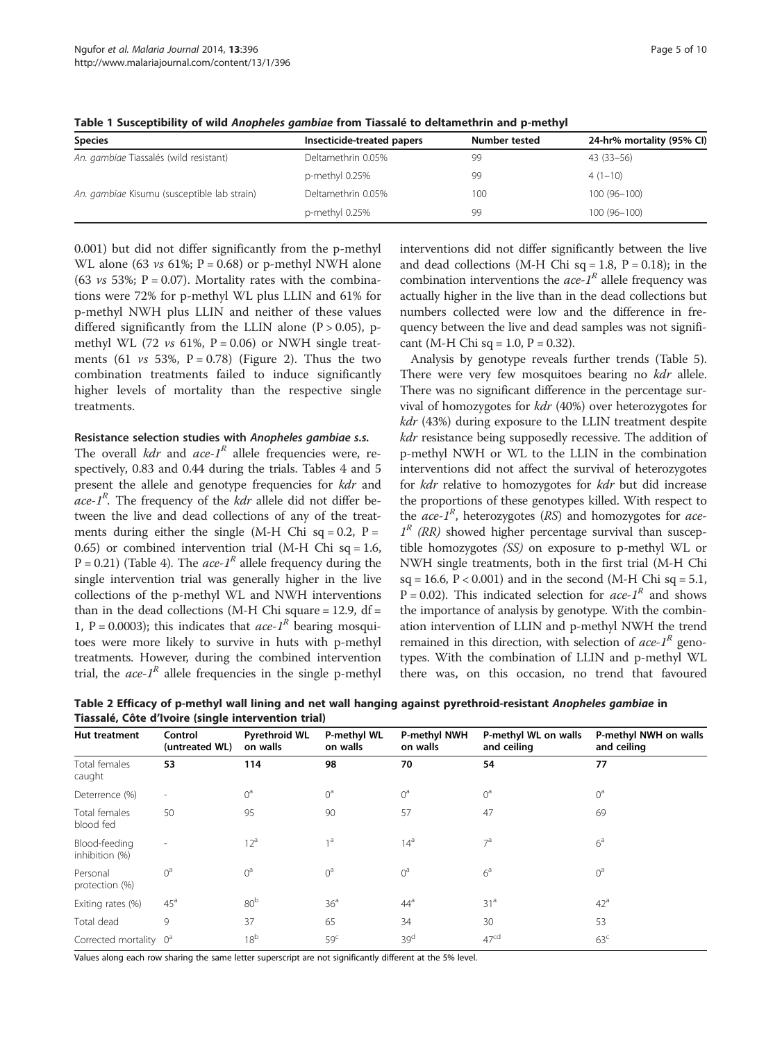**Table 1 Susceptibility of wild *Anopheles gambiae* from Tiassalé to deltamethrin and p-methyl**

| Species | Insecticide-treated papers | Number tested | 24-hr% mortality (95% CI) |
|---|---|---|---|
| *An. gambiae* Tiassalés (wild resistant) | Deltamethrin 0.05% | 99 | 43 (33–56) |
| | p-methyl 0.25% | 99 | 4 (1–10) |
| *An. gambiae* Kisumu (susceptible lab strain) | Deltamethrin 0.05% | 100 | 100 (96–100) |
| | p-methyl 0.25% | 99 | 100 (96–100) |

0.001) but did not differ significantly from the p-methyl WL alone (63 *vs* 61%; P = 0.68) or p-methyl NWH alone (63 *vs* 53%; P = 0.07). Mortality rates with the combinations were 72% for p-methyl WL plus LLIN and 61% for p-methyl NWH plus LLIN and neither of these values differed significantly from the LLIN alone (P > 0.05), p-methyl WL (72 *vs* 61%, P = 0.06) or NWH single treatments (61 *vs* 53%, P = 0.78) (Figure 2). Thus the two combination treatments failed to induce significantly higher levels of mortality than the respective single treatments.

#### Resistance selection studies with *Anopheles gambiae s.s.*

The overall *kdr* and *ace-1*$^R$ allele frequencies were, respectively, 0.83 and 0.44 during the trials. Tables 4 and 5 present the allele and genotype frequencies for *kdr* and *ace-1*$^R$. The frequency of the *kdr* allele did not differ between the live and dead collections of any of the treatments during either the single (M-H Chi sq = 0.2, P = 0.65) or combined intervention trial (M-H Chi sq = 1.6, P = 0.21) (Table 4). The *ace-1*$^R$ allele frequency during the single intervention trial was generally higher in the live collections of the p-methyl WL and NWH interventions than in the dead collections (M-H Chi square = 12.9, df = 1, P = 0.0003); this indicates that *ace-1*$^R$ bearing mosquitoes were more likely to survive in huts with p-methyl treatments. However, during the combined intervention trial, the *ace-1*$^R$ allele frequencies in the single p-methyl interventions did not differ significantly between the live and dead collections (M-H Chi sq = 1.8, P = 0.18); in the combination interventions the *ace-1*$^R$ allele frequency was actually higher in the live than in the dead collections but numbers collected were low and the difference in frequency between the live and dead samples was not significant (M-H Chi sq = 1.0, P = 0.32).

Analysis by genotype reveals further trends (Table 5). There were very few mosquitoes bearing no *kdr* allele. There was no significant difference in the percentage survival of homozygotes for *kdr* (40%) over heterozygotes for *kdr* (43%) during exposure to the LLIN treatment despite *kdr* resistance being supposedly recessive. The addition of p-methyl NWH or WL to the LLIN in the combination interventions did not affect the survival of heterozygotes for *kdr* relative to homozygotes for *kdr* but did increase the proportions of these genotypes killed. With respect to the *ace-1*$^R$, heterozygotes (*RS*) and homozygotes for *ace-1*$^R$ *(RR)* showed higher percentage survival than susceptible homozygotes *(SS)* on exposure to p-methyl WL or NWH single treatments, both in the first trial (M-H Chi sq = 16.6, P < 0.001) and in the second (M-H Chi sq = 5.1, P = 0.02). This indicated selection for *ace-1*$^R$ and shows the importance of analysis by genotype. With the combination intervention of LLIN and p-methyl NWH the trend remained in this direction, with selection of *ace-1*$^R$ genotypes. With the combination of LLIN and p-methyl WL there was, on this occasion, no trend that favoured

**Table 2 Efficacy of p-methyl wall lining and net wall hanging against pyrethroid-resistant *Anopheles gambiae* in Tiassalé, Côte d'Ivoire (single intervention trial)**

| Hut treatment | Control (untreated WL) | Pyrethroid WL on walls | P-methyl WL on walls | P-methyl NWH on walls | P-methyl WL on walls and ceiling | P-methyl NWH on walls and ceiling |
|---|---|---|---|---|---|---|
| Total females caught | **53** | **114** | **98** | **70** | **54** | **77** |
| Deterrence (%) | - | 0[a] | 0[a] | 0[a] | 0[a] | 0[a] |
| Total females blood fed | 50 | 95 | 90 | 57 | 47 | 69 |
| Blood-feeding inhibition (%) | - | 12[a] | 1[a] | 14[a] | 7[a] | 6[a] |
| Personal protection (%) | 0[a] | 0[a] | 0[a] | 0[a] | 6[a] | 0[a] |
| Exiting rates (%) | 45[a] | 80[b] | 36[a] | 44[a] | 31[a] | 42[a] |
| Total dead | 9 | 37 | 65 | 34 | 30 | 53 |
| Corrected mortality | 0[a] | 18[b] | 59[c] | 39[d] | 47[cd] | 63[c] |

Values along each row sharing the same letter superscript are not significantly different at the 5% level.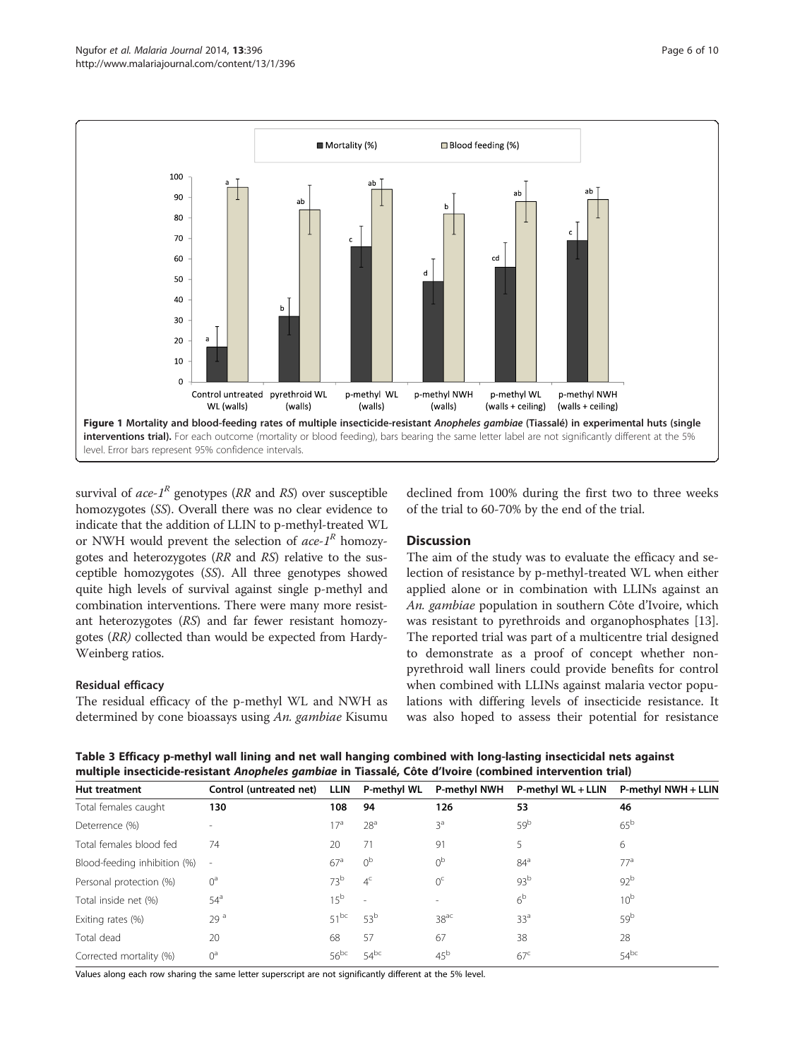**Figure 1 Mortality and blood-feeding rates of multiple insecticide-resistant *Anopheles gambiae* (Tiassalé) in experimental huts (single interventions trial).** For each outcome (mortality or blood feeding), bars bearing the same letter label are not significantly different at the 5% level. Error bars represent 95% confidence intervals.

survival of *ace-1*$^R$ genotypes (*RR* and *RS*) over susceptible homozygotes (*SS*). Overall there was no clear evidence to indicate that the addition of LLIN to p-methyl-treated WL or NWH would prevent the selection of *ace-1*$^R$ homozygotes and heterozygotes (*RR* and *RS*) relative to the susceptible homozygotes (*SS*). All three genotypes showed quite high levels of survival against single p-methyl and combination interventions. There were many more resistant heterozygotes (*RS*) and far fewer resistant homozygotes (*RR)* collected than would be expected from Hardy-Weinberg ratios.

### Residual efficacy

The residual efficacy of the p-methyl WL and NWH as determined by cone bioassays using *An. gambiae* Kisumu declined from 100% during the first two to three weeks of the trial to 60-70% by the end of the trial.

## Discussion

The aim of the study was to evaluate the efficacy and selection of resistance by p-methyl-treated WL when either applied alone or in combination with LLINs against an *An. gambiae* population in southern Côte d'Ivoire, which was resistant to pyrethroids and organophosphates [13]. The reported trial was part of a multicentre trial designed to demonstrate as a proof of concept whether non-pyrethroid wall liners could provide benefits for control when combined with LLINs against malaria vector populations with differing levels of insecticide resistance. It was also hoped to assess their potential for resistance

**Table 3 Efficacy p-methyl wall lining and net wall hanging combined with long-lasting insecticidal nets against multiple insecticide-resistant *Anopheles gambiae* in Tiassalé, Côte d'Ivoire (combined intervention trial)**

| Hut treatment | Control (untreated net) | LLIN | P-methyl WL | P-methyl NWH | P-methyl WL + LLIN | P-methyl NWH + LLIN |
|---|---|---|---|---|---|---|
| Total females caught | **130** | **108** | **94** | **126** | **53** | **46** |
| Deterrence (%) | - | 17[a] | 28[a] | 3[a] | 59[b] | 65[b] |
| Total females blood fed | 74 | 20 | 71 | 91 | 5 | 6 |
| Blood-feeding inhibition (%) | - | 67[a] | 0[b] | 0[b] | 84[a] | 77[a] |
| Personal protection (%) | 0[a] | 73[b] | 4[c] | 0[c] | 93[b] | 92[b] |
| Total inside net (%) | 54[a] | 15[b] | - | - | 6[b] | 10[b] |
| Exiting rates (%) | 29 [a] | 51[bc] | 53[b] | 38[ac] | 33[a] | 59[b] |
| Total dead | 20 | 68 | 57 | 67 | 38 | 28 |
| Corrected mortality (%) | 0[a] | 56[bc] | 54[bc] | 45[b] | 67[c] | 54[bc] |

Values along each row sharing the same letter superscript are not significantly different at the 5% level.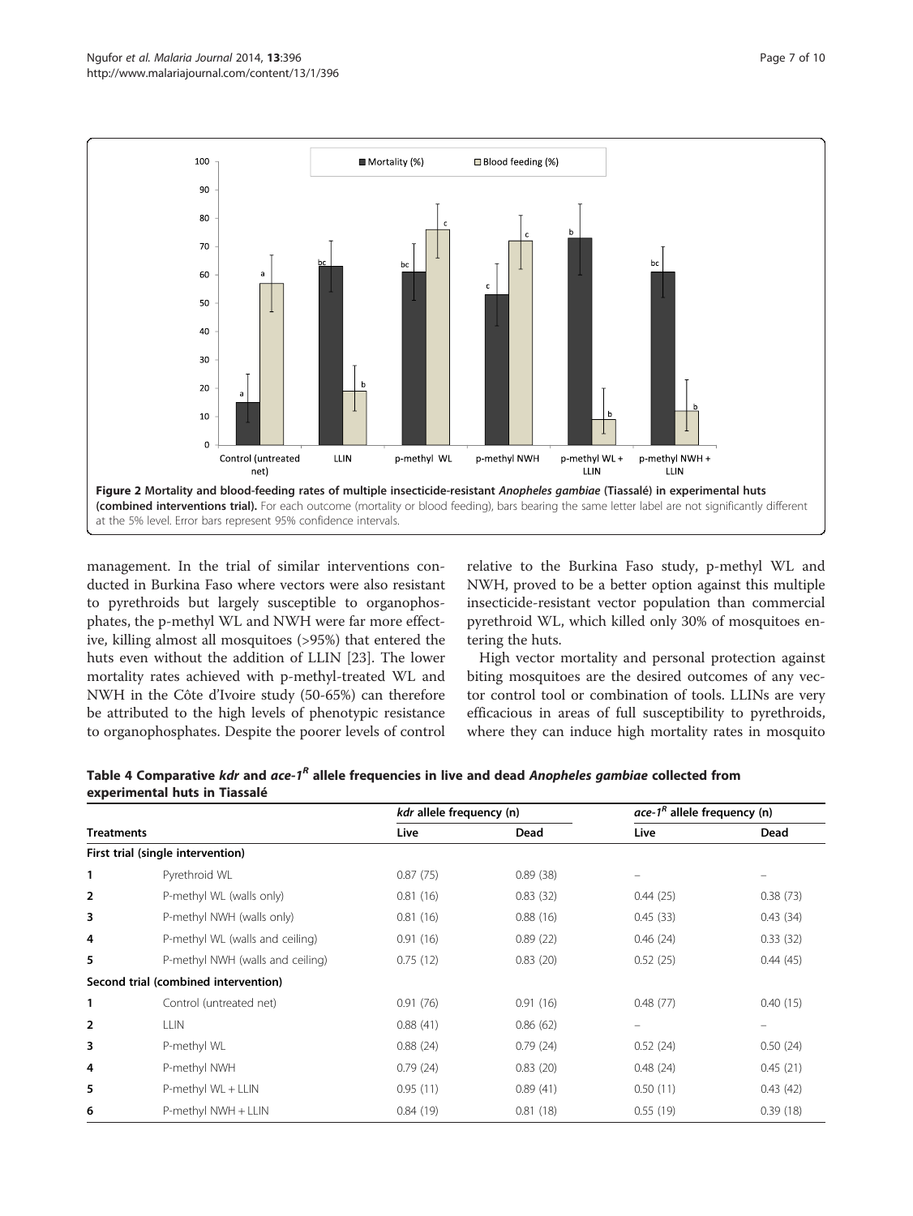**Figure 2 Mortality and blood-feeding rates of multiple insecticide-resistant *Anopheles gambiae* (Tiassalé) in experimental huts (combined interventions trial).** For each outcome (mortality or blood feeding), bars bearing the same letter label are not significantly different at the 5% level. Error bars represent 95% confidence intervals.

management. In the trial of similar interventions conducted in Burkina Faso where vectors were also resistant to pyrethroids but largely susceptible to organophosphates, the p-methyl WL and NWH were far more effective, killing almost all mosquitoes (>95%) that entered the huts even without the addition of LLIN [23]. The lower mortality rates achieved with p-methyl-treated WL and NWH in the Côte d'Ivoire study (50-65%) can therefore be attributed to the high levels of phenotypic resistance to organophosphates. Despite the poorer levels of control relative to the Burkina Faso study, p-methyl WL and NWH, proved to be a better option against this multiple insecticide-resistant vector population than commercial pyrethroid WL, which killed only 30% of mosquitoes entering the huts.

High vector mortality and personal protection against biting mosquitoes are the desired outcomes of any vector control tool or combination of tools. LLINs are very efficacious in areas of full susceptibility to pyrethroids, where they can induce high mortality rates in mosquito

**Table 4 Comparative *kdr* and *ace-1*$^R$ allele frequencies in live and dead *Anopheles gambiae* collected from experimental huts in Tiassalé**

| Treatments | | *kdr* allele frequency (n) | | *ace-1*$^R$ allele frequency (n) | |
|---|---|---|---|---|---|
| | | Live | Dead | Live | Dead |
| **First trial (single intervention)** | | | | | |
| 1 | Pyrethroid WL | 0.87 (75) | 0.89 (38) | – | – |
| 2 | P-methyl WL (walls only) | 0.81 (16) | 0.83 (32) | 0.44 (25) | 0.38 (73) |
| 3 | P-methyl NWH (walls only) | 0.81 (16) | 0.88 (16) | 0.45 (33) | 0.43 (34) |
| 4 | P-methyl WL (walls and ceiling) | 0.91 (16) | 0.89 (22) | 0.46 (24) | 0.33 (32) |
| 5 | P-methyl NWH (walls and ceiling) | 0.75 (12) | 0.83 (20) | 0.52 (25) | 0.44 (45) |
| **Second trial (combined intervention)** | | | | | |
| 1 | Control (untreated net) | 0.91 (76) | 0.91 (16) | 0.48 (77) | 0.40 (15) |
| 2 | LLIN | 0.88 (41) | 0.86 (62) | – | – |
| 3 | P-methyl WL | 0.88 (24) | 0.79 (24) | 0.52 (24) | 0.50 (24) |
| 4 | P-methyl NWH | 0.79 (24) | 0.83 (20) | 0.48 (24) | 0.45 (21) |
| 5 | P-methyl WL + LLIN | 0.95 (11) | 0.89 (41) | 0.50 (11) | 0.43 (42) |
| 6 | P-methyl NWH + LLIN | 0.84 (19) | 0.81 (18) | 0.55 (19) | 0.39 (18) |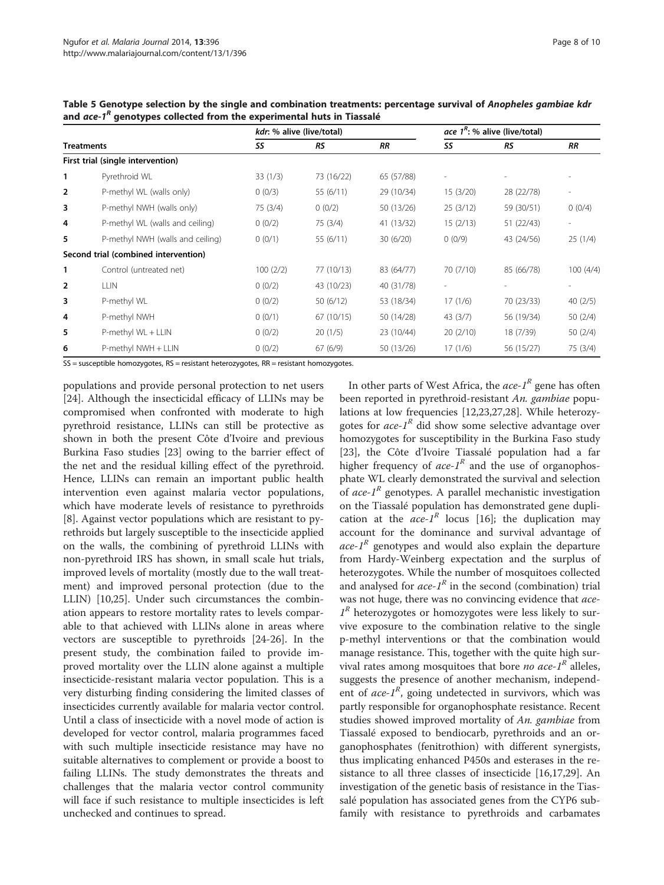**Table 5 Genotype selection by the single and combination treatments: percentage survival of *Anopheles gambiae kdr* and *ace-1$^R$* genotypes collected from the experimental huts in Tiassalé**

| Treatments | | *kdr*: % alive (live/total) | | | *ace 1$^R$*: % alive (live/total) | | |
|---|---|---|---|---|---|---|---|
| | | *SS* | *RS* | *RR* | *SS* | *RS* | *RR* |
| **First trial (single intervention)** | | | | | | | |
| 1 | Pyrethroid WL | 33 (1/3) | 73 (16/22) | 65 (57/88) | - | - | - |
| 2 | P-methyl WL (walls only) | 0 (0/3) | 55 (6/11) | 29 (10/34) | 15 (3/20) | 28 (22/78) | - |
| 3 | P-methyl NWH (walls only) | 75 (3/4) | 0 (0/2) | 50 (13/26) | 25 (3/12) | 59 (30/51) | 0 (0/4) |
| 4 | P-methyl WL (walls and ceiling) | 0 (0/2) | 75 (3/4) | 41 (13/32) | 15 (2/13) | 51 (22/43) | - |
| 5 | P-methyl NWH (walls and ceiling) | 0 (0/1) | 55 (6/11) | 30 (6/20) | 0 (0/9) | 43 (24/56) | 25 (1/4) |
| **Second trial (combined intervention)** | | | | | | | |
| 1 | Control (untreated net) | 100 (2/2) | 77 (10/13) | 83 (64/77) | 70 (7/10) | 85 (66/78) | 100 (4/4) |
| 2 | LLIN | 0 (0/2) | 43 (10/23) | 40 (31/78) | - | - | - |
| 3 | P-methyl WL | 0 (0/2) | 50 (6/12) | 53 (18/34) | 17 (1/6) | 70 (23/33) | 40 (2/5) |
| 4 | P-methyl NWH | 0 (0/1) | 67 (10/15) | 50 (14/28) | 43 (3/7) | 56 (19/34) | 50 (2/4) |
| 5 | P-methyl WL + LLIN | 0 (0/2) | 20 (1/5) | 23 (10/44) | 20 (2/10) | 18 (7/39) | 50 (2/4) |
| 6 | P-methyl NWH + LLIN | 0 (0/2) | 67 (6/9) | 50 (13/26) | 17 (1/6) | 56 (15/27) | 75 (3/4) |

SS = susceptible homozygotes, RS = resistant heterozygotes, RR = resistant homozygotes.

populations and provide personal protection to net users [24]. Although the insecticidal efficacy of LLINs may be compromised when confronted with moderate to high pyrethroid resistance, LLINs can still be protective as shown in both the present Côte d'Ivoire and previous Burkina Faso studies [23] owing to the barrier effect of the net and the residual killing effect of the pyrethroid. Hence, LLINs can remain an important public health intervention even against malaria vector populations, which have moderate levels of resistance to pyrethroids [8]. Against vector populations which are resistant to pyrethroids but largely susceptible to the insecticide applied on the walls, the combining of pyrethroid LLINs with non-pyrethroid IRS has shown, in small scale hut trials, improved levels of mortality (mostly due to the wall treatment) and improved personal protection (due to the LLIN) [10,25]. Under such circumstances the combination appears to restore mortality rates to levels comparable to that achieved with LLINs alone in areas where vectors are susceptible to pyrethroids [24-26]. In the present study, the combination failed to provide improved mortality over the LLIN alone against a multiple insecticide-resistant malaria vector population. This is a very disturbing finding considering the limited classes of insecticides currently available for malaria vector control. Until a class of insecticide with a novel mode of action is developed for vector control, malaria programmes faced with such multiple insecticide resistance may have no suitable alternatives to complement or provide a boost to failing LLINs. The study demonstrates the threats and challenges that the malaria vector control community will face if such resistance to multiple insecticides is left unchecked and continues to spread.

In other parts of West Africa, the *ace-1$^R$* gene has often been reported in pyrethroid-resistant *An. gambiae* populations at low frequencies [12,23,27,28]. While heterozygotes for *ace-1$^R$* did show some selective advantage over homozygotes for susceptibility in the Burkina Faso study [23], the Côte d'Ivoire Tiassalé population had a far higher frequency of *ace-1$^R$* and the use of organophosphate WL clearly demonstrated the survival and selection of *ace-1$^R$* genotypes. A parallel mechanistic investigation on the Tiassalé population has demonstrated gene duplication at the *ace-1$^R$* locus [16]; the duplication may account for the dominance and survival advantage of *ace-1$^R$* genotypes and would also explain the departure from Hardy-Weinberg expectation and the surplus of heterozygotes. While the number of mosquitoes collected and analysed for *ace-1$^R$* in the second (combination) trial was not huge, there was no convincing evidence that *ace-1$^R$* heterozygotes or homozygotes were less likely to survive exposure to the combination relative to the single p-methyl interventions or that the combination would manage resistance. This, together with the quite high survival rates among mosquitoes that bore *no ace-1$^R$* alleles, suggests the presence of another mechanism, independent of *ace-1$^R$*, going undetected in survivors, which was partly responsible for organophosphate resistance. Recent studies showed improved mortality of *An. gambiae* from Tiassalé exposed to bendiocarb, pyrethroids and an organophosphates (fenitrothion) with different synergists, thus implicating enhanced P450s and esterases in the resistance to all three classes of insecticide [16,17,29]. An investigation of the genetic basis of resistance in the Tiassalé population has associated genes from the CYP6 subfamily with resistance to pyrethroids and carbamates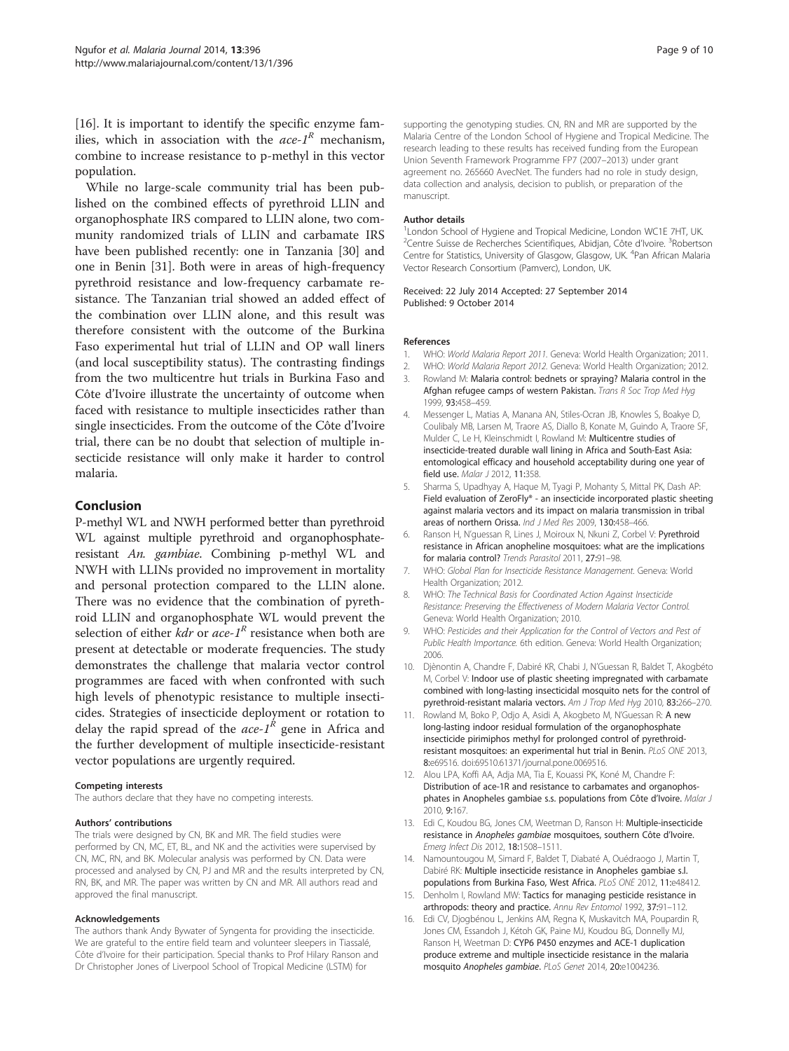[16]. It is important to identify the specific enzyme families, which in association with the *ace-1*$^R$ mechanism, combine to increase resistance to p-methyl in this vector population.

While no large-scale community trial has been published on the combined effects of pyrethroid LLIN and organophosphate IRS compared to LLIN alone, two community randomized trials of LLIN and carbamate IRS have been published recently: one in Tanzania [30] and one in Benin [31]. Both were in areas of high-frequency pyrethroid resistance and low-frequency carbamate resistance. The Tanzanian trial showed an added effect of the combination over LLIN alone, and this result was therefore consistent with the outcome of the Burkina Faso experimental hut trial of LLIN and OP wall liners (and local susceptibility status). The contrasting findings from the two multicentre hut trials in Burkina Faso and Côte d'Ivoire illustrate the uncertainty of outcome when faced with resistance to multiple insecticides rather than single insecticides. From the outcome of the Côte d'Ivoire trial, there can be no doubt that selection of multiple insecticide resistance will only make it harder to control malaria.

## Conclusion

P-methyl WL and NWH performed better than pyrethroid WL against multiple pyrethroid and organophosphate-resistant *An. gambiae*. Combining p-methyl WL and NWH with LLINs provided no improvement in mortality and personal protection compared to the LLIN alone. There was no evidence that the combination of pyrethroid LLIN and organophosphate WL would prevent the selection of either *kdr* or *ace-1*$^R$ resistance when both are present at detectable or moderate frequencies. The study demonstrates the challenge that malaria vector control programmes are faced with when confronted with such high levels of phenotypic resistance to multiple insecticides. Strategies of insecticide deployment or rotation to delay the rapid spread of the *ace-1*$^R$ gene in Africa and the further development of multiple insecticide-resistant vector populations are urgently required.

#### Competing interests

The authors declare that they have no competing interests.

#### Authors' contributions

The trials were designed by CN, BK and MR. The field studies were performed by CN, MC, ET, BL, and NK and the activities were supervised by CN, MC, RN, and BK. Molecular analysis was performed by CN. Data were processed and analysed by CN, PJ and MR and the results interpreted by CN, RN, BK, and MR. The paper was written by CN and MR. All authors read and approved the final manuscript.

#### Acknowledgements

The authors thank Andy Bywater of Syngenta for providing the insecticide. We are grateful to the entire field team and volunteer sleepers in Tiassalé, Côte d'Ivoire for their participation. Special thanks to Prof Hilary Ranson and Dr Christopher Jones of Liverpool School of Tropical Medicine (LSTM) for supporting the genotyping studies. CN, RN and MR are supported by the Malaria Centre of the London School of Hygiene and Tropical Medicine. The research leading to these results has received funding from the European Union Seventh Framework Programme FP7 (2007–2013) under grant agreement no. 265660 AvecNet. The funders had no role in study design, data collection and analysis, decision to publish, or preparation of the manuscript.

#### Author details

[1]London School of Hygiene and Tropical Medicine, London WC1E 7HT, UK. [2]Centre Suisse de Recherches Scientifiques, Abidjan, Côte d'Ivoire. [3]Robertson Centre for Statistics, University of Glasgow, Glasgow, UK. [4]Pan African Malaria Vector Research Consortium (Pamverc), London, UK.

Received: 22 July 2014 Accepted: 27 September 2014
Published: 9 October 2014

#### References

1. WHO: *World Malaria Report 2011*. Geneva: World Health Organization; 2011.
2. WHO: *World Malaria Report 2012*. Geneva: World Health Organization; 2012.
3. Rowland M: Malaria control: bednets or spraying? Malaria control in the Afghan refugee camps of western Pakistan. *Trans R Soc Trop Med Hyg* 1999, **93**:458–459.
4. Messenger L, Matias A, Manana AN, Stiles-Ocran JB, Knowles S, Boakye D, Coulibaly MB, Larsen M, Traore AS, Diallo B, Konate M, Guindo A, Traore SF, Mulder C, Le H, Kleinschmidt I, Rowland M: Multicentre studies of insecticide-treated durable wall lining in Africa and South-East Asia: entomological efficacy and household acceptability during one year of field use. *Malar J* 2012, **11**:358.
5. Sharma S, Upadhyay A, Haque M, Tyagi P, Mohanty S, Mittal PK, Dash AP: Field evaluation of ZeroFly® - an insecticide incorporated plastic sheeting against malaria vectors and its impact on malaria transmission in tribal areas of northern Orissa. *Ind J Med Res* 2009, **130**:458–466.
6. Ranson H, N'guessan R, Lines J, Moiroux N, Nkuni Z, Corbel V: Pyrethroid resistance in African anopheline mosquitoes: what are the implications for malaria control? *Trends Parasitol* 2011, **27**:91–98.
7. WHO: *Global Plan for Insecticide Resistance Management*. Geneva: World Health Organization; 2012.
8. WHO: *The Technical Basis for Coordinated Action Against Insecticide Resistance: Preserving the Effectiveness of Modern Malaria Vector Control*. Geneva: World Health Organization; 2010.
9. WHO: *Pesticides and their Application for the Control of Vectors and Pest of Public Health Importance*. 6th edition. Geneva: World Health Organization; 2006.
10. Djènontin A, Chandre F, Dabiré KR, Chabi J, N'Guessan R, Baldet T, Akogbéto M, Corbel V: Indoor use of plastic sheeting impregnated with carbamate combined with long-lasting insecticidal mosquito nets for the control of pyrethroid-resistant malaria vectors. *Am J Trop Med Hyg* 2010, **83**:266–270.
11. Rowland M, Boko P, Odjo A, Asidi A, Akogbeto M, N'Guessan R: A new long-lasting indoor residual formulation of the organophosphate insecticide pirimiphos methyl for prolonged control of pyrethroid-resistant mosquitoes: an experimental hut trial in Benin. *PLoS ONE* 2013, **8**:e69516. doi:69510.61371/journal.pone.0069516.
12. Alou LPA, Koffi AA, Adja MA, Tia E, Kouassi PK, Koné M, Chandre F: Distribution of ace-1R and resistance to carbamates and organophosphates in Anopheles gambiae s.s. populations from Côte d'Ivoire. *Malar J* 2010, **9**:167.
13. Edi C, Koudou BG, Jones CM, Weetman D, Ranson H: Multiple-insecticide resistance in *Anopheles gambiae* mosquitoes, southern Côte d'Ivoire. *Emerg Infect Dis* 2012, **18**:1508–1511.
14. Namountougou M, Simard F, Baldet T, Diabaté A, Ouédraogo J, Martin T, Dabiré RK: Multiple insecticide resistance in Anopheles gambiae s.l. populations from Burkina Faso, West Africa. *PLoS ONE* 2012, **11**:e48412.
15. Denholm I, Rowland MW: Tactics for managing pesticide resistance in arthropods: theory and practice. *Annu Rev Entomol* 1992, **37**:91–112.
16. Edi CV, Djogbénou L, Jenkins AM, Regna K, Muskavitch MA, Poupardin R, Jones CM, Essandoh J, Kétoh GK, Paine MJ, Koudou BG, Donnelly MJ, Ranson H, Weetman D: CYP6 P450 enzymes and ACE-1 duplication produce extreme and multiple insecticide resistance in the malaria mosquito *Anopheles gambiae*. *PLoS Genet* 2014, **20**:e1004236.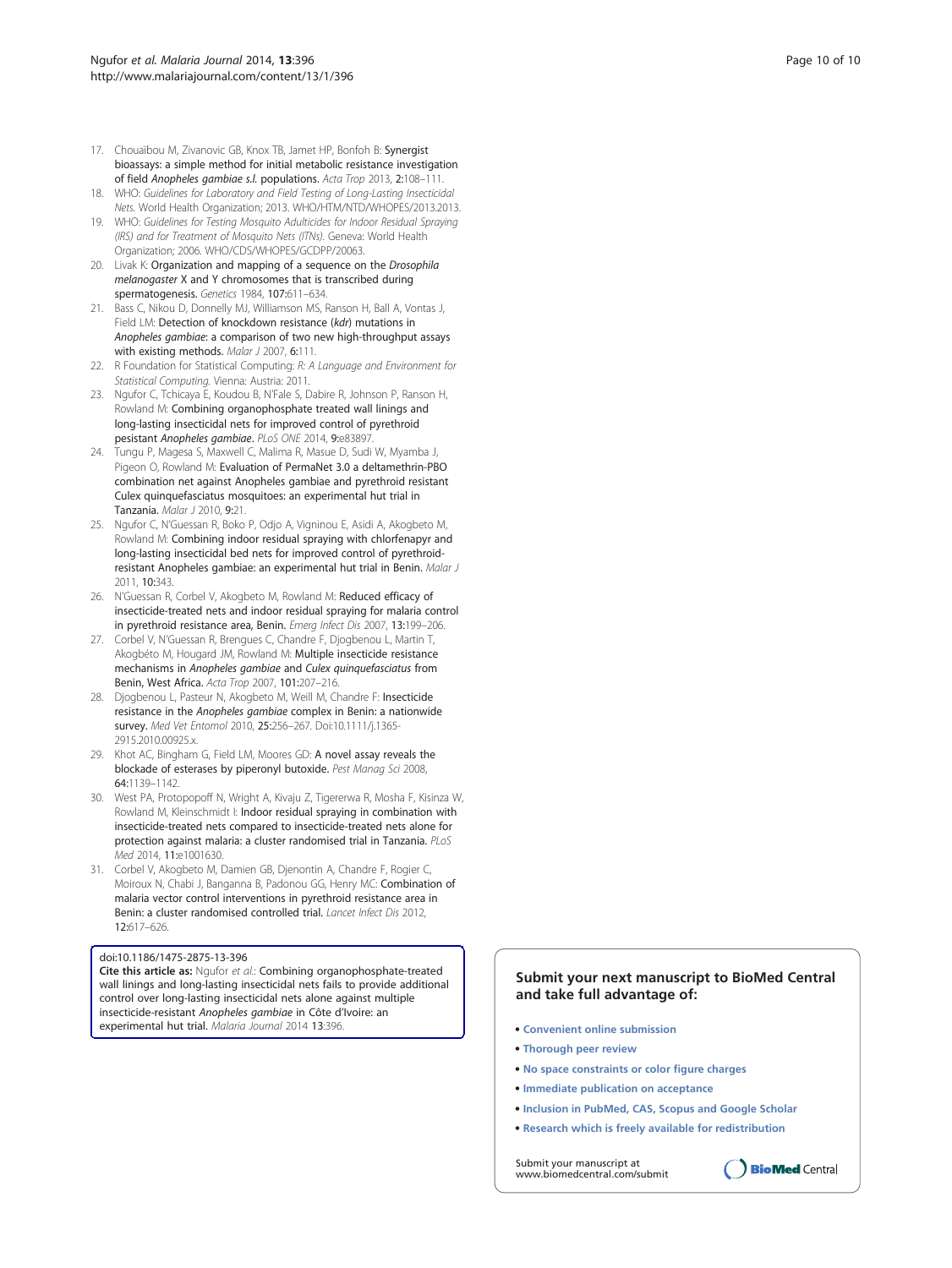17. Chouaïbou M, Zivanovic GB, Knox TB, Jamet HP, Bonfoh B: **Synergist bioassays: a simple method for initial metabolic resistance investigation of field *Anopheles gambiae s.l.* populations.** *Acta Trop* 2013, **2:**108–111.
18. WHO: *Guidelines for Laboratory and Field Testing of Long-Lasting Insecticidal Nets.* World Health Organization; 2013. WHO/HTM/NTD/WHOPES/2013.2013.
19. WHO: *Guidelines for Testing Mosquito Adulticides for Indoor Residual Spraying (IRS) and for Treatment of Mosquito Nets (ITNs).* Geneva: World Health Organization; 2006. WHO/CDS/WHOPES/GCDPP/20063.
20. Livak K: **Organization and mapping of a sequence on the *Drosophila melanogaster* X and Y chromosomes that is transcribed during spermatogenesis.** *Genetics* 1984, **107:**611–634.
21. Bass C, Nikou D, Donnelly MJ, Williamson MS, Ranson H, Ball A, Vontas J, Field LM: **Detection of knockdown resistance (*kdr*) mutations in *Anopheles gambiae*: a comparison of two new high-throughput assays with existing methods.** *Malar J* 2007, **6:**111.
22. R Foundation for Statistical Computing: *R: A Language and Environment for Statistical Computing.* Vienna: Austria: 2011.
23. Ngufor C, Tchicaya E, Koudou B, N'Fale S, Dabire R, Johnson P, Ranson H, Rowland M: **Combining organophosphate treated wall linings and long-lasting insecticidal nets for improved control of pyrethroid pesistant *Anopheles gambiae*.** *PLoS ONE* 2014, **9:**e83897.
24. Tungu P, Magesa S, Maxwell C, Malima R, Masue D, Sudi W, Myamba J, Pigeon O, Rowland M: **Evaluation of PermaNet 3.0 a deltamethrin-PBO combination net against Anopheles gambiae and pyrethroid resistant Culex quinquefasciatus mosquitoes: an experimental hut trial in Tanzania.** *Malar J* 2010, **9:**21.
25. Ngufor C, N'Guessan R, Boko P, Odjo A, Vigninou E, Asidi A, Akogbeto M, Rowland M: **Combining indoor residual spraying with chlorfenapyr and long-lasting insecticidal bed nets for improved control of pyrethroid-resistant Anopheles gambiae: an experimental hut trial in Benin.** *Malar J* 2011, **10:**343.
26. N'Guessan R, Corbel V, Akogbeto M, Rowland M: **Reduced efficacy of insecticide-treated nets and indoor residual spraying for malaria control in pyrethroid resistance area, Benin.** *Emerg Infect Dis* 2007, **13:**199–206.
27. Corbel V, N'Guessan R, Brengues C, Chandre F, Djogbenou L, Martin T, Akogbéto M, Hougard JM, Rowland M: **Multiple insecticide resistance mechanisms in *Anopheles gambiae* and *Culex quinquefasciatus* from Benin, West Africa.** *Acta Trop* 2007, **101:**207–216.
28. Djogbenou L, Pasteur N, Akogbeto M, Weill M, Chandre F: **Insecticide resistance in the *Anopheles gambiae* complex in Benin: a nationwide survey.** *Med Vet Entomol* 2010, **25:**256–267. Doi:10.1111/j.1365-2915.2010.00925.x.
29. Khot AC, Bingham G, Field LM, Moores GD: **A novel assay reveals the blockade of esterases by piperonyl butoxide.** *Pest Manag Sci* 2008, **64:**1139–1142.
30. West PA, Protopopoff N, Wright A, Kivaju Z, Tigererwa R, Mosha F, Kisinza W, Rowland M, Kleinschmidt I: **Indoor residual spraying in combination with insecticide-treated nets compared to insecticide-treated nets alone for protection against malaria: a cluster randomised trial in Tanzania.** *PLoS Med* 2014, **11:**e1001630.
31. Corbel V, Akogbeto M, Damien GB, Djenontin A, Chandre F, Rogier C, Moiroux N, Chabi J, Banganna B, Padonou GG, Henry MC: **Combination of malaria vector control interventions in pyrethroid resistance area in Benin: a cluster randomised controlled trial.** *Lancet Infect Dis* 2012, **12:**617–626.

doi:10.1186/1475-2875-13-396

**Cite this article as:** Ngufor *et al.*: Combining organophosphate-treated wall linings and long-lasting insecticidal nets fails to provide additional control over long-lasting insecticidal nets alone against multiple insecticide-resistant *Anopheles gambiae* in Côte d'Ivoire: an experimental hut trial. *Malaria Journal* 2014 **13**:396.

**Submit your next manuscript to BioMed Central and take full advantage of:**

- **Convenient online submission**
- **Thorough peer review**
- **No space constraints or color figure charges**
- **Immediate publication on acceptance**
- **Inclusion in PubMed, CAS, Scopus and Google Scholar**
- **Research which is freely available for redistribution**

Submit your manuscript at
www.biomedcentral.com/submit

BioMed Central